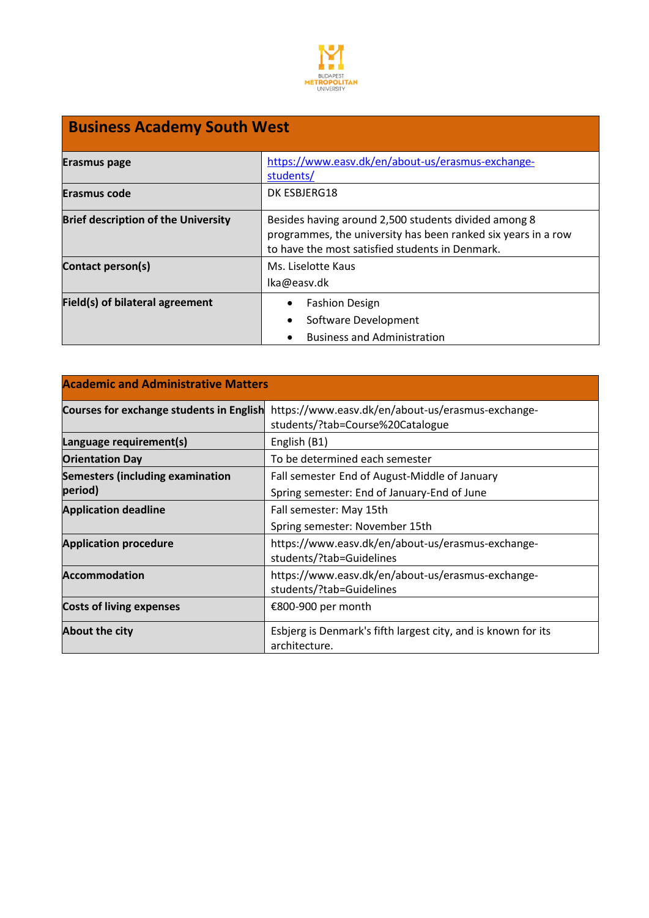BUDAPEST METROPOLITAN UNIVERSITY

| Business Academy South West | |
|---|---|
| **Erasmus page** | https://www.easv.dk/en/about-us/erasmus-exchange-students/ |
| **Erasmus code** | DK ESBJERG18 |
| **Brief description of the University** | Besides having around 2,500 students divided among 8 programmes, the university has been ranked six years in a row to have the most satisfied students in Denmark. |
| **Contact person(s)** | Ms. Liselotte Kaus<br>lka@easv.dk |
| **Field(s) of bilateral agreement** | • Fashion Design<br>• Software Development<br>• Business and Administration |

| Academic and Administrative Matters | |
|---|---|
| **Courses for exchange students in English** | https://www.easv.dk/en/about-us/erasmus-exchange-students/?tab=Course%20Catalogue |
| **Language requirement(s)** | English (B1) |
| **Orientation Day** | To be determined each semester |
| **Semesters (including examination period)** | Fall semester End of August-Middle of January<br>Spring semester: End of January-End of June |
| **Application deadline** | Fall semester: May 15th<br>Spring semester: November 15th |
| **Application procedure** | https://www.easv.dk/en/about-us/erasmus-exchange-students/?tab=Guidelines |
| **Accommodation** | https://www.easv.dk/en/about-us/erasmus-exchange-students/?tab=Guidelines |
| **Costs of living expenses** | €800-900 per month |
| **About the city** | Esbjerg is Denmark's fifth largest city, and is known for its architecture. |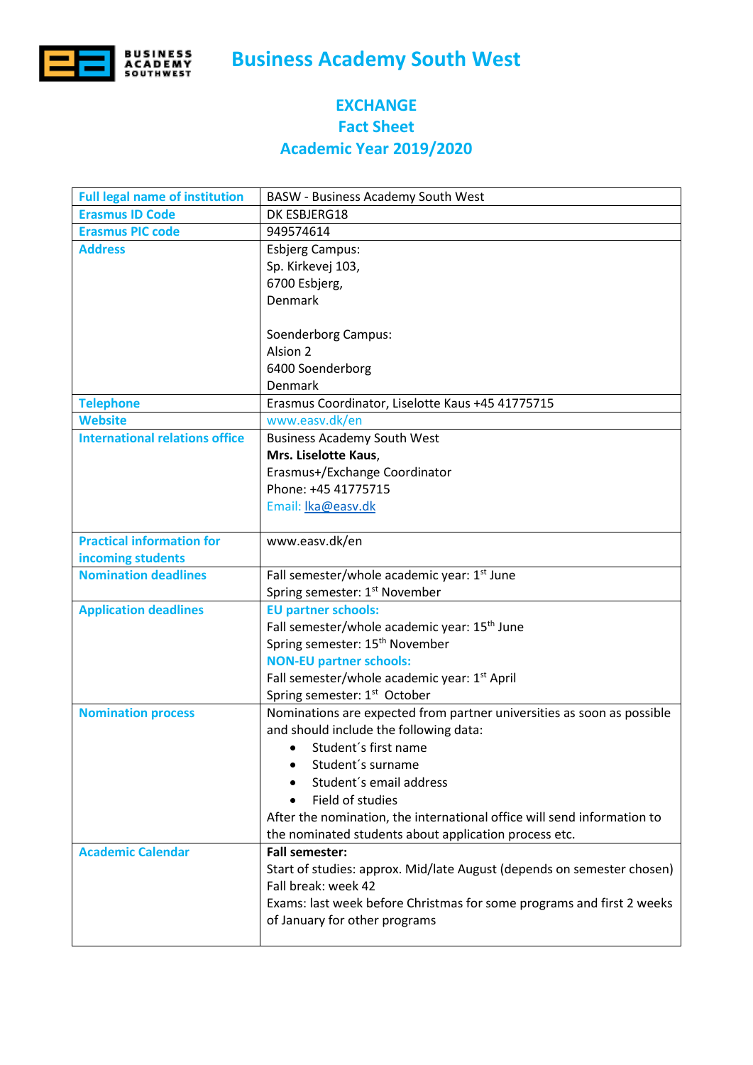# Business Academy South West

## EXCHANGE
## Fact Sheet
## Academic Year 2019/2020

| Full legal name of institution | BASW - Business Academy South West |
|---|---|
| Erasmus ID Code | DK ESBJERG18 |
| Erasmus PIC code | 949574614 |
| Address | Esbjerg Campus:<br>Sp. Kirkevej 103,<br>6700 Esbjerg,<br>Denmark<br><br>Soenderborg Campus:<br>Alsion 2<br>6400 Soenderborg<br>Denmark |
| Telephone | Erasmus Coordinator, Liselotte Kaus +45 41775715 |
| Website | www.easv.dk/en |
| International relations office | Business Academy South West<br>**Mrs. Liselotte Kaus**,<br>Erasmus+/Exchange Coordinator<br>Phone: +45 41775715<br>Email: lka@easv.dk |
| Practical information for incoming students | www.easv.dk/en |
| Nomination deadlines | Fall semester/whole academic year: 1st June<br>Spring semester: 1st November |
| Application deadlines | **EU partner schools:**<br>Fall semester/whole academic year: 15th June<br>Spring semester: 15th November<br>**NON-EU partner schools:**<br>Fall semester/whole academic year: 1st April<br>Spring semester: 1st October |
| Nomination process | Nominations are expected from partner universities as soon as possible and should include the following data:<br>• Student´s first name<br>• Student´s surname<br>• Student´s email address<br>• Field of studies<br>After the nomination, the international office will send information to the nominated students about application process etc. |
| Academic Calendar | **Fall semester:**<br>Start of studies: approx. Mid/late August (depends on semester chosen)<br>Fall break: week 42<br>Exams: last week before Christmas for some programs and first 2 weeks of January for other programs |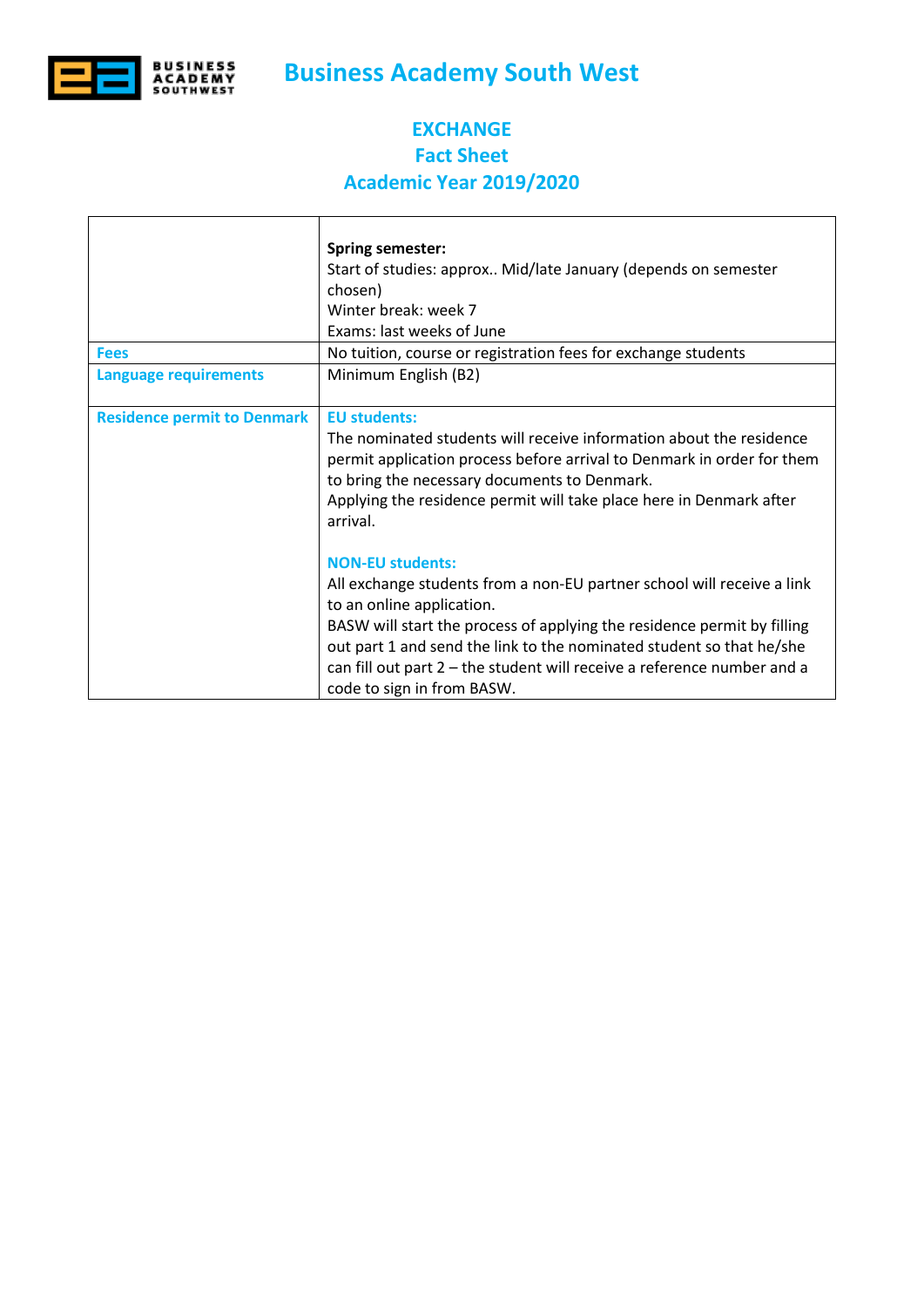# Business Academy South West

## EXCHANGE
## Fact Sheet
## Academic Year 2019/2020

| | |
|---|---|
| | **Spring semester:**<br>Start of studies: approx.. Mid/late January (depends on semester chosen)<br>Winter break: week 7<br>Exams: last weeks of June |
| **Fees** | No tuition, course or registration fees for exchange students |
| **Language requirements** | Minimum English (B2) |
| **Residence permit to Denmark** | **EU students:**<br>The nominated students will receive information about the residence permit application process before arrival to Denmark in order for them to bring the necessary documents to Denmark.<br>Applying the residence permit will take place here in Denmark after arrival.<br><br>**NON-EU students:**<br>All exchange students from a non-EU partner school will receive a link to an online application.<br>BASW will start the process of applying the residence permit by filling out part 1 and send the link to the nominated student so that he/she can fill out part 2 – the student will receive a reference number and a code to sign in from BASW. |